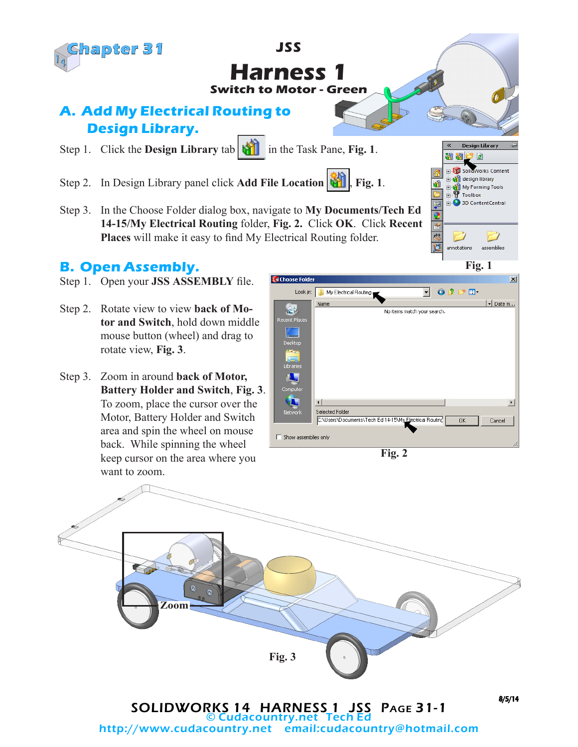Chapter 31

# JSS
# Harness 1
## Switch to Motor - Green

## A. Add My Electrical Routing to Design Library.

Step 1. Click the **Design Library** tab in the Task Pane, **Fig. 1**.

Step 2. In Design Library panel click **Add File Location**, **Fig. 1**.

Step 3. In the Choose Folder dialog box, navigate to **My Documents/Tech Ed 14-15/My Electrical Routing** folder, **Fig. 2.** Click **OK**. Click **Recent Places** will make it easy to find My Electrical Routing folder.

**Fig. 1**

## B. Open Assembly.

Step 1. Open your **JSS ASSEMBLY** file.

Step 2. Rotate view to view **back of Motor and Switch**, hold down middle mouse button (wheel) and drag to rotate view, **Fig. 3**.

Step 3. Zoom in around **back of Motor, Battery Holder and Switch**, **Fig. 3**. To zoom, place the cursor over the Motor, Battery Holder and Switch area and spin the wheel on mouse back. While spinning the wheel keep cursor on the area where you want to zoom.

**Fig. 2**

**Zoom**

**Fig. 3**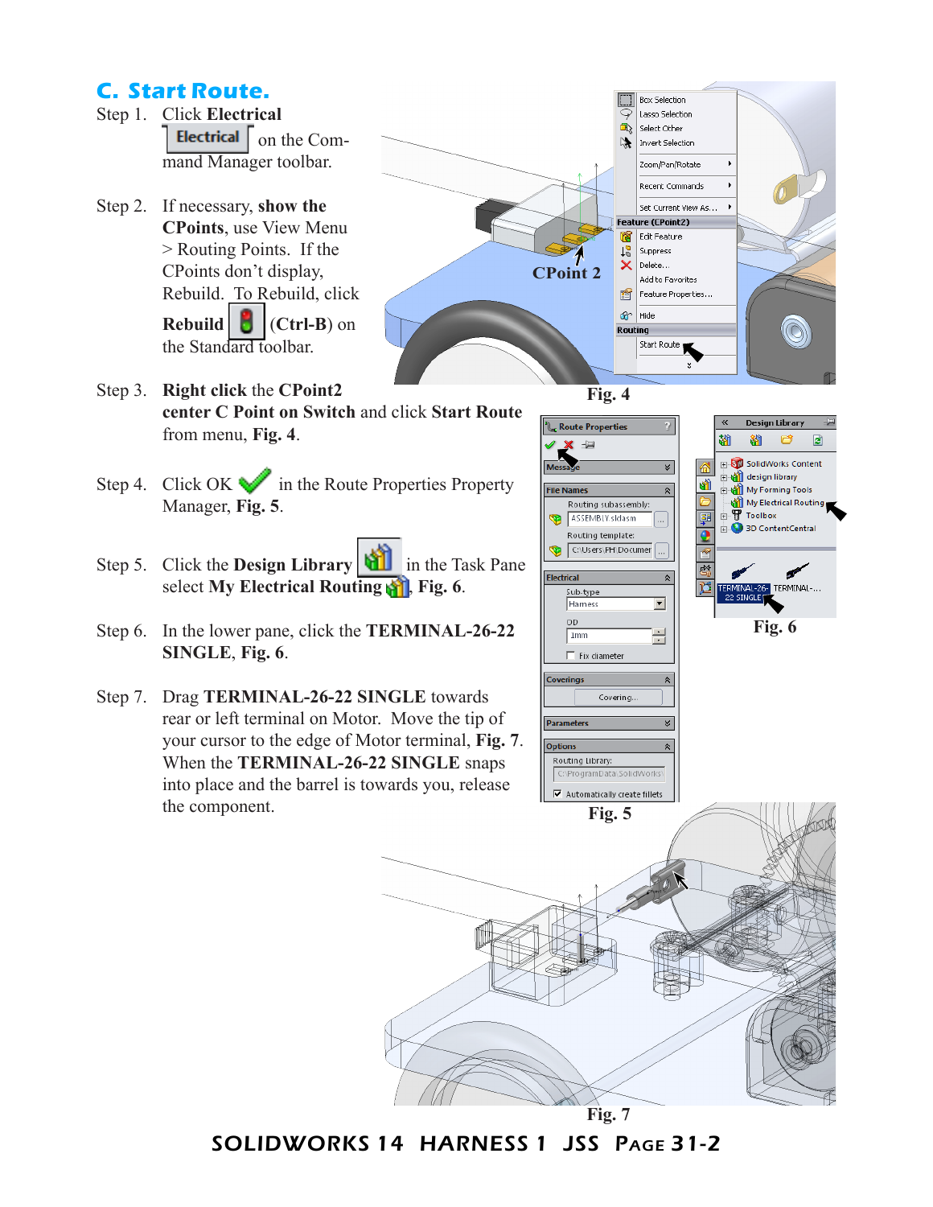## C. Start Route.

Step 1. Click **Electrical** [Electrical] on the Command Manager toolbar.

Step 2. If necessary, **show the CPoints**, use View Menu > Routing Points. If the CPoints don't display, Rebuild. To Rebuild, click **Rebuild** (**Ctrl-B**) on the Standard toolbar.

Step 3. **Right click** the **CPoint2 center C Point on Switch** and click **Start Route** from menu, **Fig. 4**.

Step 4. Click OK in the Route Properties Property Manager, **Fig. 5**.

Step 5. Click the **Design Library** in the Task Pane select **My Electrical Routing**, **Fig. 6**.

Step 6. In the lower pane, click the **TERMINAL-26-22 SINGLE**, **Fig. 6**.

Step 7. Drag **TERMINAL-26-22 SINGLE** towards rear or left terminal on Motor. Move the tip of your cursor to the edge of Motor terminal, **Fig. 7**. When the **TERMINAL-26-22 SINGLE** snaps into place and the barrel is towards you, release the component.

CPoint 2

Fig. 4

Fig. 5

Fig. 6

Fig. 7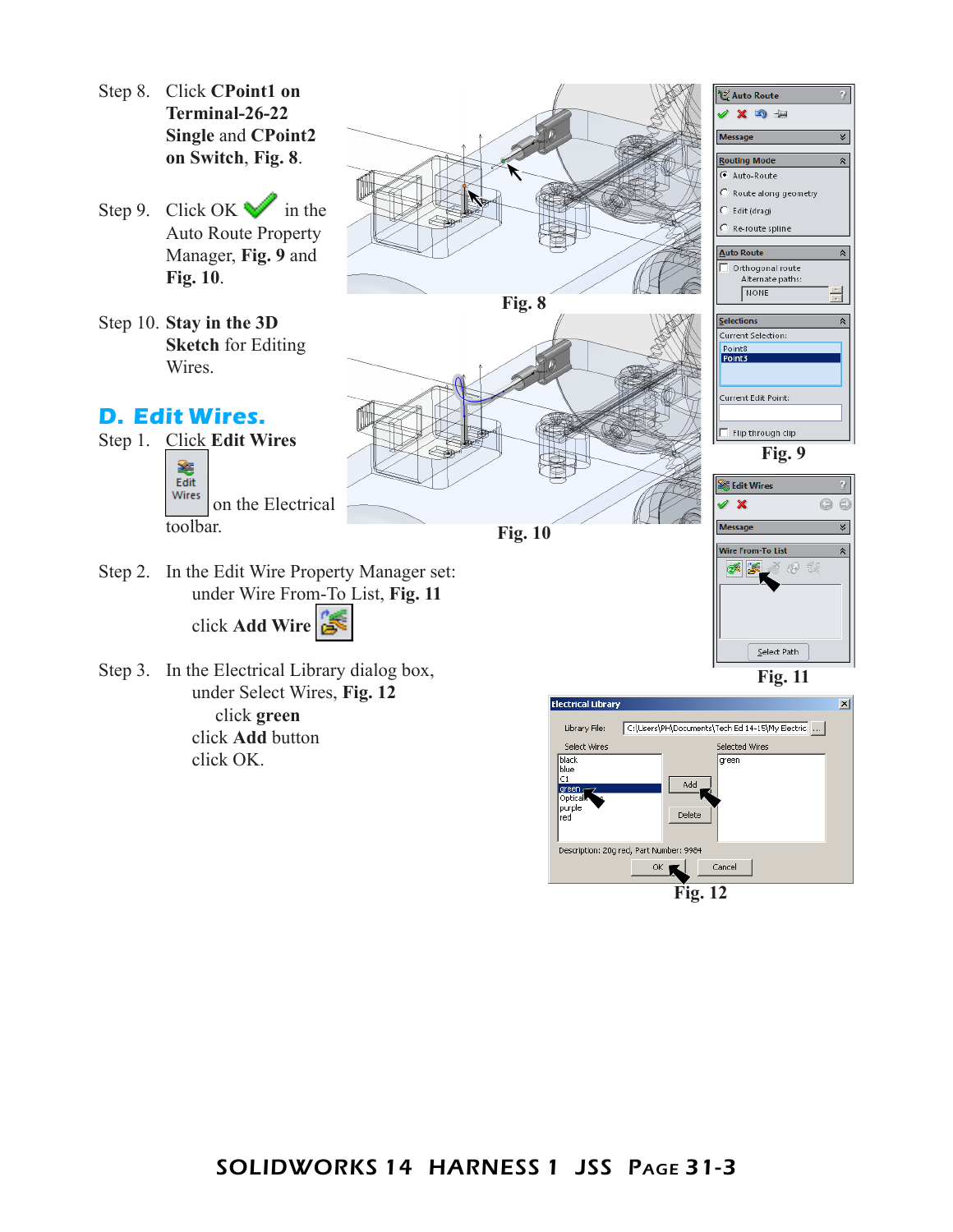Step 8. Click **CPoint1 on Terminal-26-22 Single** and **CPoint2 on Switch**, **Fig. 8**.

Step 9. Click OK in the Auto Route Property Manager, **Fig. 9** and **Fig. 10**.

Step 10. **Stay in the 3D Sketch** for Editing Wires.

Fig. 8

Fig. 9

Fig. 10

## D. Edit Wires.

Step 1. Click **Edit Wires** on the Electrical toolbar.

Step 2. In the Edit Wire Property Manager set:
under Wire From-To List, **Fig. 11**
click **Add Wire**

Fig. 11

Step 3. In the Electrical Library dialog box,
under Select Wires, **Fig. 12**
click **green**
click **Add** button
click OK.

Fig. 12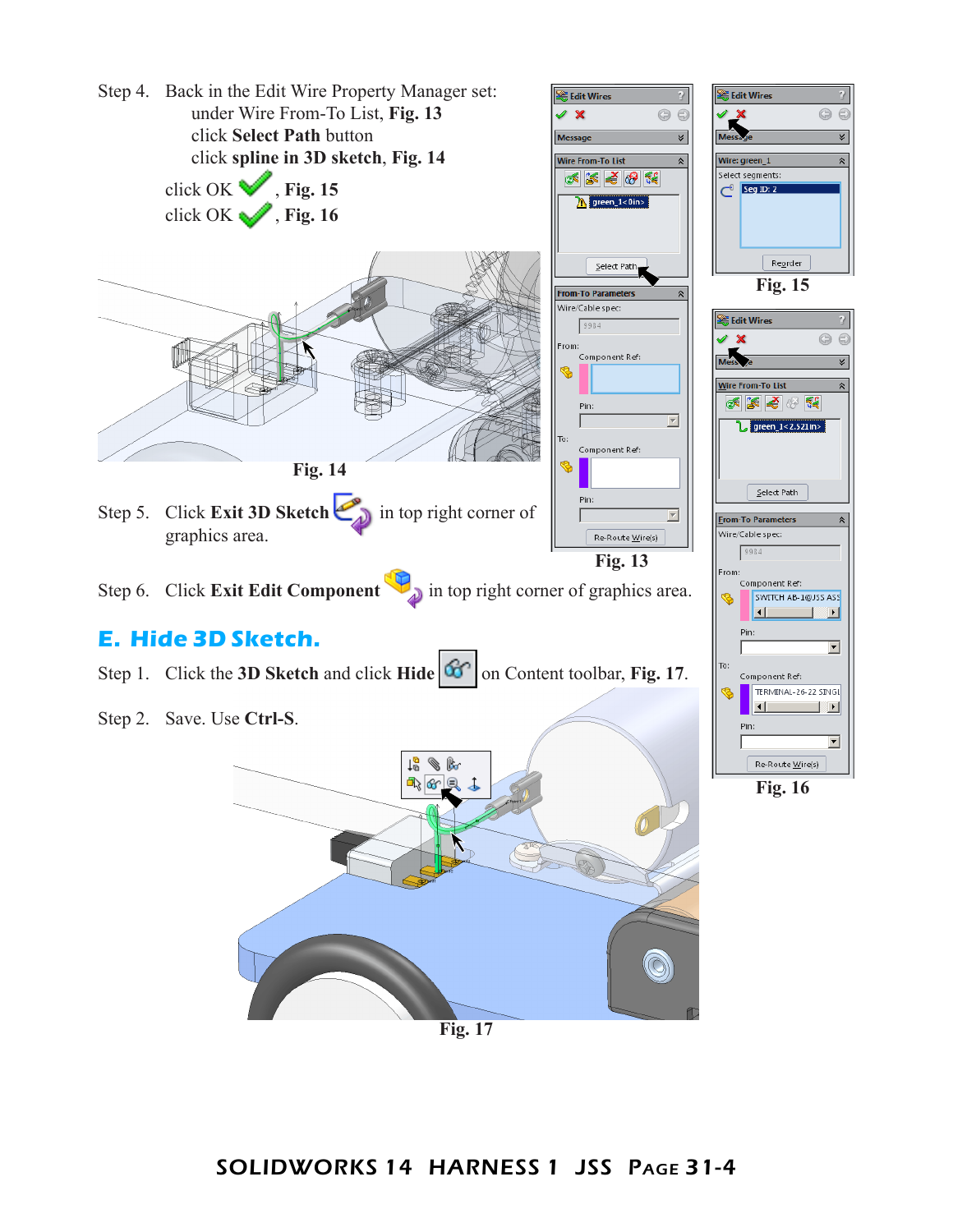Step 4. Back in the Edit Wire Property Manager set:
under Wire From-To List, **Fig. 13**
click **Select Path** button
click **spline in 3D sketch**, **Fig. 14**

click OK, **Fig. 15**
click OK, **Fig. 16**

Fig. 14

Fig. 13

Fig. 15

Fig. 16

Step 5. Click **Exit 3D Sketch** in top right corner of graphics area.

Step 6. Click **Exit Edit Component** in top right corner of graphics area.

## E. Hide 3D Sketch.

Step 1. Click the **3D Sketch** and click **Hide** on Content toolbar, **Fig. 17**.

Step 2. Save. Use **Ctrl-S**.

Fig. 17